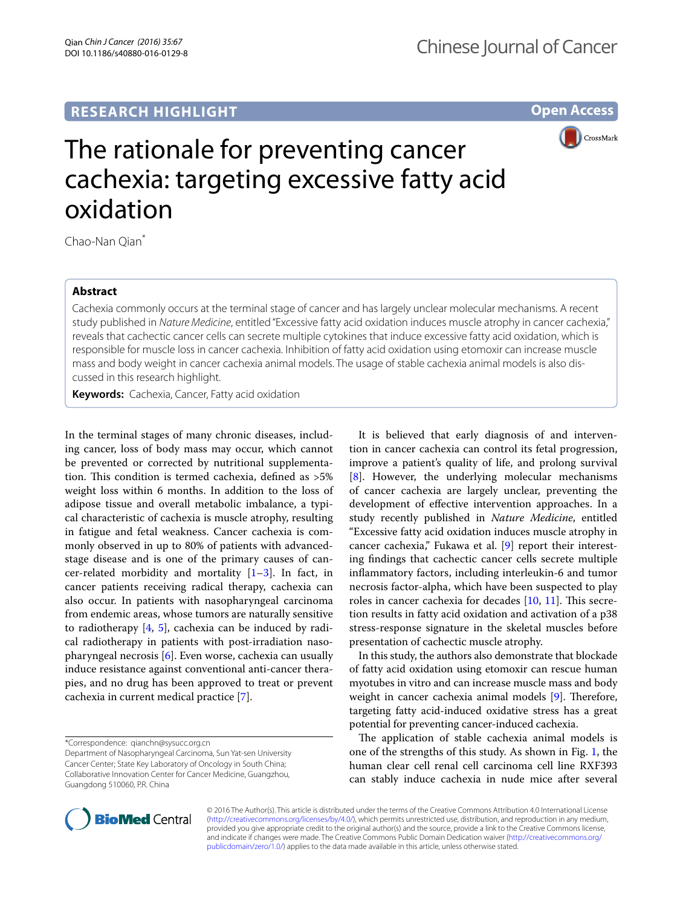RESEARCH HIGHLIGHT

Open Access

# The rationale for preventing cancer cachexia: targeting excessive fatty acid oxidation

Chao-Nan Qian*

## Abstract

Cachexia commonly occurs at the terminal stage of cancer and has largely unclear molecular mechanisms. A recent study published in *Nature Medicine*, entitled "Excessive fatty acid oxidation induces muscle atrophy in cancer cachexia," reveals that cachectic cancer cells can secrete multiple cytokines that induce excessive fatty acid oxidation, which is responsible for muscle loss in cancer cachexia. Inhibition of fatty acid oxidation using etomoxir can increase muscle mass and body weight in cancer cachexia animal models. The usage of stable cachexia animal models is also discussed in this research highlight.

**Keywords:** Cachexia, Cancer, Fatty acid oxidation

In the terminal stages of many chronic diseases, including cancer, loss of body mass may occur, which cannot be prevented or corrected by nutritional supplementation. This condition is termed cachexia, defined as >5% weight loss within 6 months. In addition to the loss of adipose tissue and overall metabolic imbalance, a typical characteristic of cachexia is muscle atrophy, resulting in fatigue and fetal weakness. Cancer cachexia is commonly observed in up to 80% of patients with advanced-stage disease and is one of the primary causes of cancer-related morbidity and mortality [1–3]. In fact, in cancer patients receiving radical therapy, cachexia can also occur. In patients with nasopharyngeal carcinoma from endemic areas, whose tumors are naturally sensitive to radiotherapy [4, 5], cachexia can be induced by radical radiotherapy in patients with post-irradiation nasopharyngeal necrosis [6]. Even worse, cachexia can usually induce resistance against conventional anti-cancer therapies, and no drug has been approved to treat or prevent cachexia in current medical practice [7].

It is believed that early diagnosis of and intervention in cancer cachexia can control its fetal progression, improve a patient's quality of life, and prolong survival [8]. However, the underlying molecular mechanisms of cancer cachexia are largely unclear, preventing the development of effective intervention approaches. In a study recently published in *Nature Medicine*, entitled "Excessive fatty acid oxidation induces muscle atrophy in cancer cachexia," Fukawa et al. [9] report their interesting findings that cachectic cancer cells secrete multiple inflammatory factors, including interleukin-6 and tumor necrosis factor-alpha, which have been suspected to play roles in cancer cachexia for decades [10, 11]. This secretion results in fatty acid oxidation and activation of a p38 stress-response signature in the skeletal muscles before presentation of cachectic muscle atrophy.

In this study, the authors also demonstrate that blockade of fatty acid oxidation using etomoxir can rescue human myotubes in vitro and can increase muscle mass and body weight in cancer cachexia animal models [9]. Therefore, targeting fatty acid-induced oxidative stress has a great potential for preventing cancer-induced cachexia.

The application of stable cachexia animal models is one of the strengths of this study. As shown in Fig. 1, the human clear cell renal cell carcinoma cell line RXF393 can stably induce cachexia in nude mice after several

*Correspondence: qianchn@sysucc.org.cn
Department of Nasopharyngeal Carcinoma, Sun Yat-sen University Cancer Center; State Key Laboratory of Oncology in South China; Collaborative Innovation Center for Cancer Medicine, Guangzhou, Guangdong 510060, P.R. China

© 2016 The Author(s). This article is distributed under the terms of the Creative Commons Attribution 4.0 International License (http://creativecommons.org/licenses/by/4.0/), which permits unrestricted use, distribution, and reproduction in any medium, provided you give appropriate credit to the original author(s) and the source, provide a link to the Creative Commons license, and indicate if changes were made. The Creative Commons Public Domain Dedication waiver (http://creativecommons.org/publicdomain/zero/1.0/) applies to the data made available in this article, unless otherwise stated.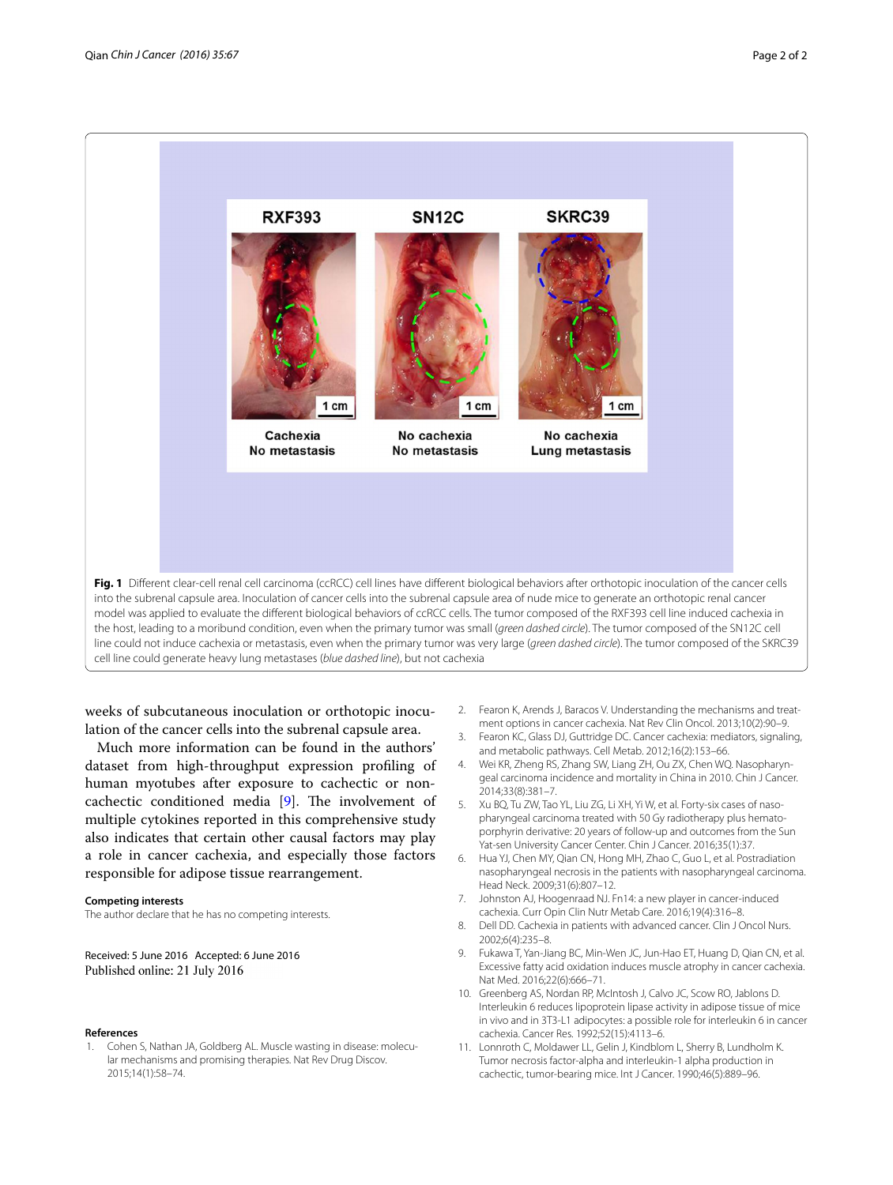RXF393

1 cm

Cachexia
No metastasis

SN12C

1 cm

No cachexia
No metastasis

SKRC39

1 cm

No cachexia
Lung metastasis

**Fig. 1** Different clear-cell renal cell carcinoma (ccRCC) cell lines have different biological behaviors after orthotopic inoculation of the cancer cells into the subrenal capsule area. Inoculation of cancer cells into the subrenal capsule area of nude mice to generate an orthotopic renal cancer model was applied to evaluate the different biological behaviors of ccRCC cells. The tumor composed of the RXF393 cell line induced cachexia in the host, leading to a moribund condition, even when the primary tumor was small (*green dashed circle*). The tumor composed of the SN12C cell line could not induce cachexia or metastasis, even when the primary tumor was very large (*green dashed circle*). The tumor composed of the SKRC39 cell line could generate heavy lung metastases (*blue dashed line*), but not cachexia

weeks of subcutaneous inoculation or orthotopic inoculation of the cancer cells into the subrenal capsule area.

Much more information can be found in the authors' dataset from high-throughput expression profiling of human myotubes after exposure to cachectic or non-cachectic conditioned media [9]. The involvement of multiple cytokines reported in this comprehensive study also indicates that certain other causal factors may play a role in cancer cachexia, and especially those factors responsible for adipose tissue rearrangement.

#### Competing interests

The author declare that he has no competing interests.

Received: 5 June 2016 Accepted: 6 June 2016
Published online: 21 July 2016

#### References

1. Cohen S, Nathan JA, Goldberg AL. Muscle wasting in disease: molecular mechanisms and promising therapies. Nat Rev Drug Discov. 2015;14(1):58–74.
2. Fearon K, Arends J, Baracos V. Understanding the mechanisms and treatment options in cancer cachexia. Nat Rev Clin Oncol. 2013;10(2):90–9.
3. Fearon KC, Glass DJ, Guttridge DC. Cancer cachexia: mediators, signaling, and metabolic pathways. Cell Metab. 2012;16(2):153–66.
4. Wei KR, Zheng RS, Zhang SW, Liang ZH, Ou ZX, Chen WQ. Nasopharyngeal carcinoma incidence and mortality in China in 2010. Chin J Cancer. 2014;33(8):381–7.
5. Xu BQ, Tu ZW, Tao YL, Liu ZG, Li XH, Yi W, et al. Forty-six cases of nasopharyngeal carcinoma treated with 50 Gy radiotherapy plus hematoporphyrin derivative: 20 years of follow-up and outcomes from the Sun Yat-sen University Cancer Center. Chin J Cancer. 2016;35(1):37.
6. Hua YJ, Chen MY, Qian CN, Hong MH, Zhao C, Guo L, et al. Postradiation nasopharyngeal necrosis in the patients with nasopharyngeal carcinoma. Head Neck. 2009;31(6):807–12.
7. Johnston AJ, Hoogenraad NJ. Fn14: a new player in cancer-induced cachexia. Curr Opin Clin Nutr Metab Care. 2016;19(4):316–8.
8. Dell DD. Cachexia in patients with advanced cancer. Clin J Oncol Nurs. 2002;6(4):235–8.
9. Fukawa T, Yan-Jiang BC, Min-Wen JC, Jun-Hao ET, Huang D, Qian CN, et al. Excessive fatty acid oxidation induces muscle atrophy in cancer cachexia. Nat Med. 2016;22(6):666–71.
10. Greenberg AS, Nordan RP, McIntosh J, Calvo JC, Scow RO, Jablons D. Interleukin 6 reduces lipoprotein lipase activity in adipose tissue of mice in vivo and in 3T3-L1 adipocytes: a possible role for interleukin 6 in cancer cachexia. Cancer Res. 1992;52(15):4113–6.
11. Lonnroth C, Moldawer LL, Gelin J, Kindblom L, Sherry B, Lundholm K. Tumor necrosis factor-alpha and interleukin-1 alpha production in cachectic, tumor-bearing mice. Int J Cancer. 1990;46(5):889–96.